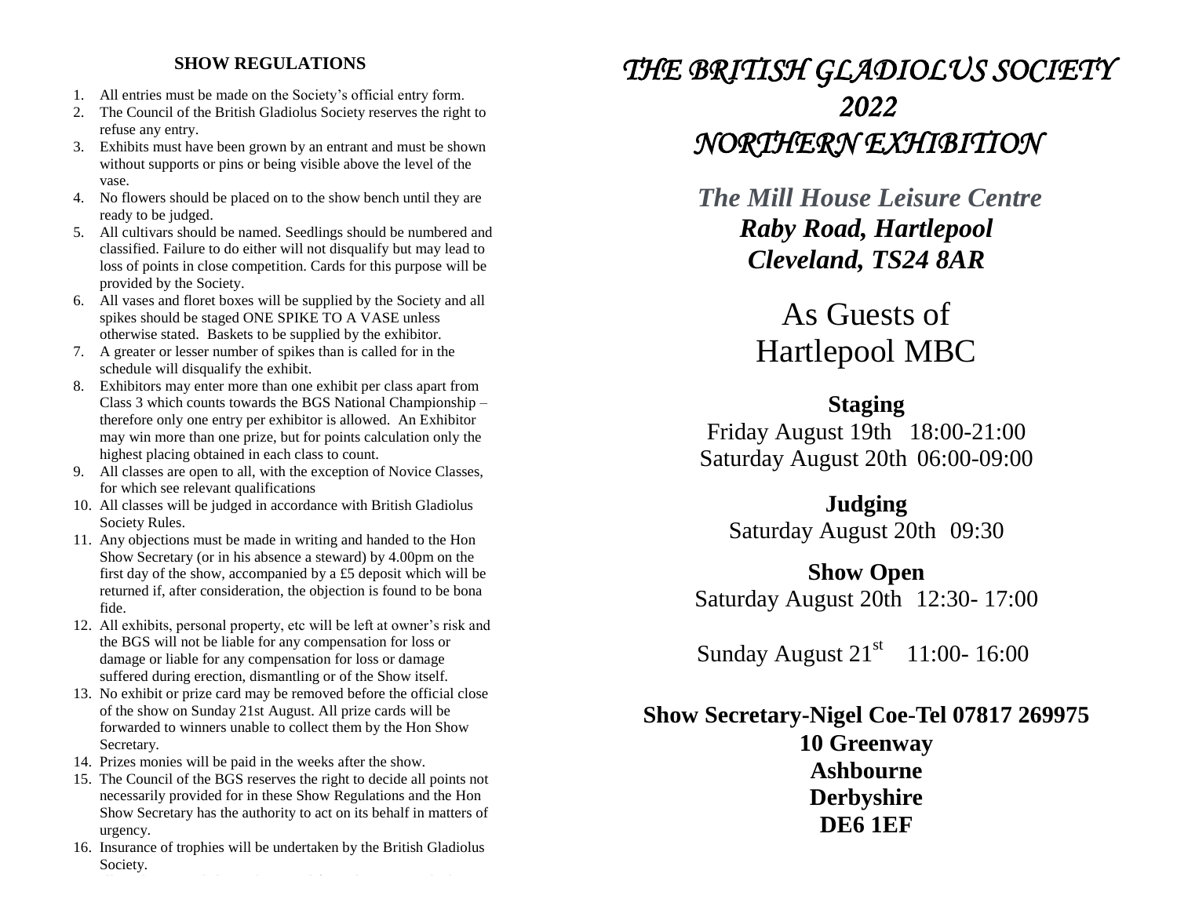## SHOW REGULATIONS

1. All entries must be made on the Society's official entry form.
2. The Council of the British Gladiolus Society reserves the right to refuse any entry.
3. Exhibits must have been grown by an entrant and must be shown without supports or pins or being visible above the level of the vase.
4. No flowers should be placed on to the show bench until they are ready to be judged.
5. All cultivars should be named. Seedlings should be numbered and classified. Failure to do either will not disqualify but may lead to loss of points in close competition. Cards for this purpose will be provided by the Society.
6. All vases and floret boxes will be supplied by the Society and all spikes should be staged ONE SPIKE TO A VASE unless otherwise stated. Baskets to be supplied by the exhibitor.
7. A greater or lesser number of spikes than is called for in the schedule will disqualify the exhibit.
8. Exhibitors may enter more than one exhibit per class apart from Class 3 which counts towards the BGS National Championship – therefore only one entry per exhibitor is allowed. An Exhibitor may win more than one prize, but for points calculation only the highest placing obtained in each class to count.
9. All classes are open to all, with the exception of Novice Classes, for which see relevant qualifications
10. All classes will be judged in accordance with British Gladiolus Society Rules.
11. Any objections must be made in writing and handed to the Hon Show Secretary (or in his absence a steward) by 4.00pm on the first day of the show, accompanied by a £5 deposit which will be returned if, after consideration, the objection is found to be bona fide.
12. All exhibits, personal property, etc will be left at owner's risk and the BGS will not be liable for any compensation for loss or damage or liable for any compensation for loss or damage suffered during erection, dismantling or of the Show itself.
13. No exhibit or prize card may be removed before the official close of the show on Sunday 21st August. All prize cards will be forwarded to winners unable to collect them by the Hon Show Secretary.
14. Prizes monies will be paid in the weeks after the show.
15. The Council of the BGS reserves the right to decide all points not necessarily provided for in these Show Regulations and the Hon Show Secretary has the authority to act on its behalf in matters of urgency.
16. Insurance of trophies will be undertaken by the British Gladiolus Society.

# *THE BRITISH GLADIOLUS SOCIETY 2022 NORTHERN EXHIBITION*

***The Mill House Leisure Centre***
***Raby Road, Hartlepool***
***Cleveland, TS24 8AR***

As Guests of
Hartlepool MBC

**Staging**
Friday August 19th 18:00-21:00
Saturday August 20th 06:00-09:00

**Judging**
Saturday August 20th 09:30

**Show Open**
Saturday August 20th 12:30- 17:00

Sunday August 21st 11:00- 16:00

**Show Secretary-Nigel Coe-Tel 07817 269975**
**10 Greenway**
**Ashbourne**
**Derbyshire**
**DE6 1EF**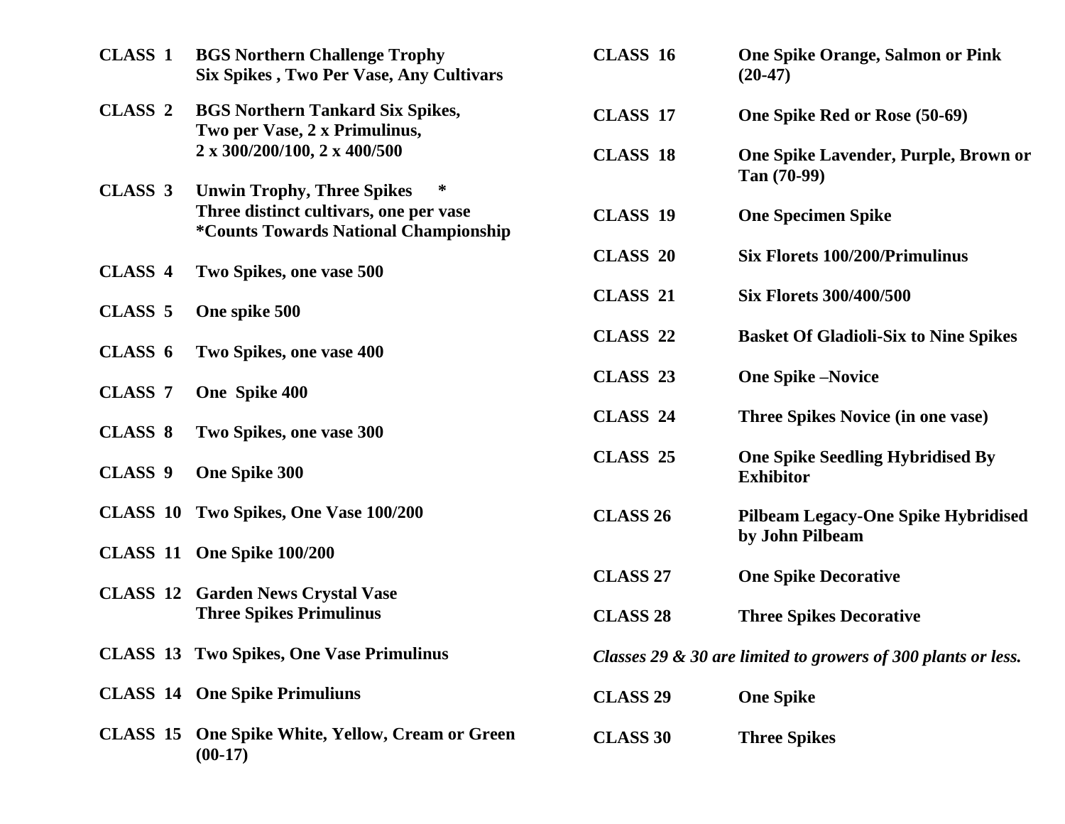**CLASS 1** **BGS Northern Challenge Trophy**
**Six Spikes , Two Per Vase, Any Cultivars**

**CLASS 2** **BGS Northern Tankard Six Spikes,**
**Two per Vase, 2 x Primulinus,**
**2 x 300/200/100, 2 x 400/500**

**CLASS 3** **Unwin Trophy, Three Spikes** *
**Three distinct cultivars, one per vase**
***Counts Towards National Championship**

**CLASS 4** **Two Spikes, one vase 500**

**CLASS 5** **One spike 500**

**CLASS 6** **Two Spikes, one vase 400**

**CLASS 7** **One Spike 400**

**CLASS 8** **Two Spikes, one vase 300**

**CLASS 9** **One Spike 300**

**CLASS 10** **Two Spikes, One Vase 100/200**

**CLASS 11** **One Spike 100/200**

**CLASS 12** **Garden News Crystal Vase**
**Three Spikes Primulinus**

**CLASS 13** **Two Spikes, One Vase Primulinus**

**CLASS 14** **One Spike Primuliuns**

**CLASS 15** **One Spike White, Yellow, Cream or Green (00-17)**

**CLASS 16** **One Spike Orange, Salmon or Pink (20-47)**

**CLASS 17** **One Spike Red or Rose (50-69)**

**CLASS 18** **One Spike Lavender, Purple, Brown or Tan (70-99)**

**CLASS 19** **One Specimen Spike**

**CLASS 20** **Six Florets 100/200/Primulinus**

**CLASS 21** **Six Florets 300/400/500**

**CLASS 22** **Basket Of Gladioli-Six to Nine Spikes**

**CLASS 23** **One Spike –Novice**

**CLASS 24** **Three Spikes Novice (in one vase)**

**CLASS 25** **One Spike Seedling Hybridised By Exhibitor**

**CLASS 26** **Pilbeam Legacy-One Spike Hybridised by John Pilbeam**

**CLASS 27** **One Spike Decorative**

**CLASS 28** **Three Spikes Decorative**

***Classes 29 & 30 are limited to growers of 300 plants or less.***

**CLASS 29** **One Spike**

**CLASS 30** **Three Spikes**